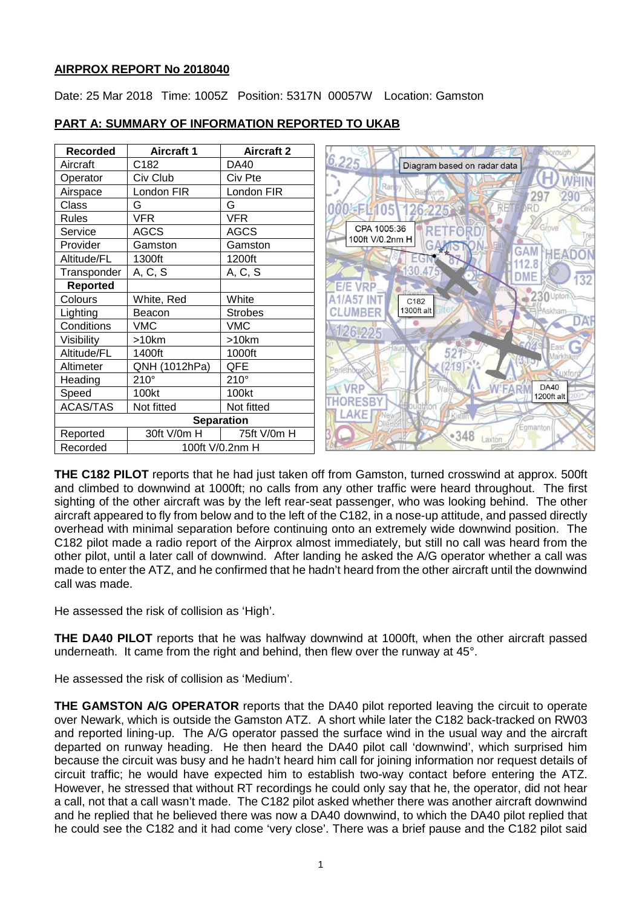**AIRPROX REPORT No 2018040**

Date: 25 Mar 2018 Time: 1005Z Position: 5317N 00057W Location: Gamston

**PART A: SUMMARY OF INFORMATION REPORTED TO UKAB**

| Recorded | Aircraft 1 | Aircraft 2 |
|---|---|---|
| Aircraft | C182 | DA40 |
| Operator | Civ Club | Civ Pte |
| Airspace | London FIR | London FIR |
| Class | G | G |
| Rules | VFR | VFR |
| Service | AGCS | AGCS |
| Provider | Gamston | Gamston |
| Altitude/FL | 1300ft | 1200ft |
| Transponder | A, C, S | A, C, S |
| **Reported** | | |
| Colours | White, Red | White |
| Lighting | Beacon | Strobes |
| Conditions | VMC | VMC |
| Visibility | >10km | >10km |
| Altitude/FL | 1400ft | 1000ft |
| Altimeter | QNH (1012hPa) | QFE |
| Heading | 210° | 210° |
| Speed | 100kt | 100kt |
| ACAS/TAS | Not fitted | Not fitted |
| **Separation** | | |
| Reported | 30ft V/0m H | 75ft V/0m H |
| Recorded | 100ft V/0.2nm H | |

Diagram based on radar data

CPA 1005:36 100ft V/0.2nm H

C182 1300ft alt

DA40 1200ft alt

**THE C182 PILOT** reports that he had just taken off from Gamston, turned crosswind at approx. 500ft and climbed to downwind at 1000ft; no calls from any other traffic were heard throughout. The first sighting of the other aircraft was by the left rear-seat passenger, who was looking behind. The other aircraft appeared to fly from below and to the left of the C182, in a nose-up attitude, and passed directly overhead with minimal separation before continuing onto an extremely wide downwind position. The C182 pilot made a radio report of the Airprox almost immediately, but still no call was heard from the other pilot, until a later call of downwind. After landing he asked the A/G operator whether a call was made to enter the ATZ, and he confirmed that he hadn't heard from the other aircraft until the downwind call was made.

He assessed the risk of collision as 'High'.

**THE DA40 PILOT** reports that he was halfway downwind at 1000ft, when the other aircraft passed underneath. It came from the right and behind, then flew over the runway at 45°.

He assessed the risk of collision as 'Medium'.

**THE GAMSTON A/G OPERATOR** reports that the DA40 pilot reported leaving the circuit to operate over Newark, which is outside the Gamston ATZ. A short while later the C182 back-tracked on RW03 and reported lining-up. The A/G operator passed the surface wind in the usual way and the aircraft departed on runway heading. He then heard the DA40 pilot call 'downwind', which surprised him because the circuit was busy and he hadn't heard him call for joining information nor request details of circuit traffic; he would have expected him to establish two-way contact before entering the ATZ. However, he stressed that without RT recordings he could only say that he, the operator, did not hear a call, not that a call wasn't made. The C182 pilot asked whether there was another aircraft downwind and he replied that he believed there was now a DA40 downwind, to which the DA40 pilot replied that he could see the C182 and it had come 'very close'. There was a brief pause and the C182 pilot said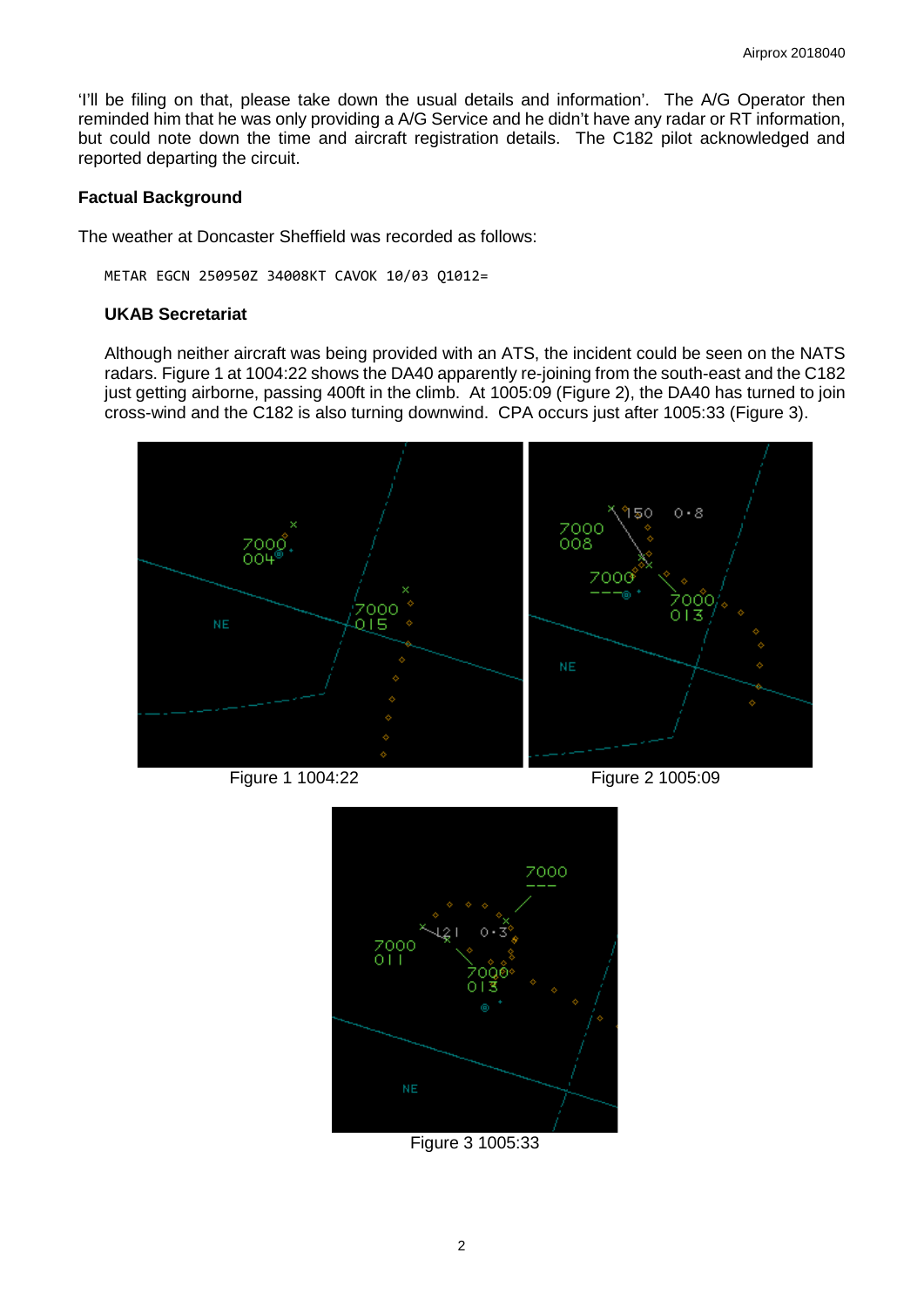'I'll be filing on that, please take down the usual details and information'. The A/G Operator then reminded him that he was only providing a A/G Service and he didn't have any radar or RT information, but could note down the time and aircraft registration details. The C182 pilot acknowledged and reported departing the circuit.

**Factual Background**

The weather at Doncaster Sheffield was recorded as follows:

```
METAR EGCN 250950Z 34008KT CAVOK 10/03 Q1012=
```

**UKAB Secretariat**

Although neither aircraft was being provided with an ATS, the incident could be seen on the NATS radars. Figure 1 at 1004:22 shows the DA40 apparently re-joining from the south-east and the C182 just getting airborne, passing 400ft in the climb. At 1005:09 (Figure 2), the DA40 has turned to join cross-wind and the C182 is also turning downwind. CPA occurs just after 1005:33 (Figure 3).

Figure 1 1004:22

Figure 2 1005:09

Figure 3 1005:33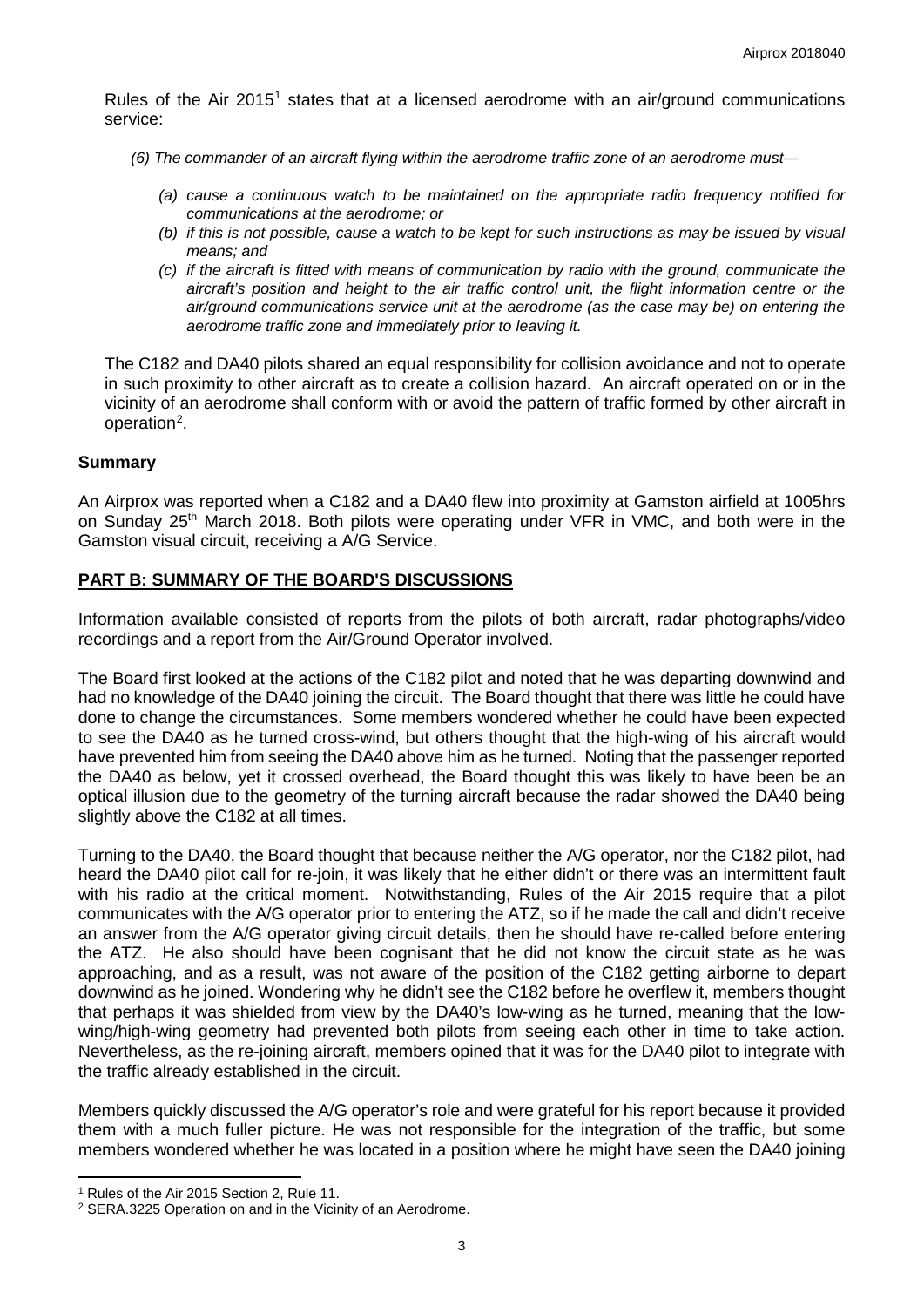Rules of the Air 2015[1] states that at a licensed aerodrome with an air/ground communications service:

*(6) The commander of an aircraft flying within the aerodrome traffic zone of an aerodrome must—*

- *(a) cause a continuous watch to be maintained on the appropriate radio frequency notified for communications at the aerodrome; or*
- *(b) if this is not possible, cause a watch to be kept for such instructions as may be issued by visual means; and*
- *(c) if the aircraft is fitted with means of communication by radio with the ground, communicate the aircraft's position and height to the air traffic control unit, the flight information centre or the air/ground communications service unit at the aerodrome (as the case may be) on entering the aerodrome traffic zone and immediately prior to leaving it.*

The C182 and DA40 pilots shared an equal responsibility for collision avoidance and not to operate in such proximity to other aircraft as to create a collision hazard. An aircraft operated on or in the vicinity of an aerodrome shall conform with or avoid the pattern of traffic formed by other aircraft in operation[2].

## Summary

An Airprox was reported when a C182 and a DA40 flew into proximity at Gamston airfield at 1005hrs on Sunday 25th March 2018. Both pilots were operating under VFR in VMC, and both were in the Gamston visual circuit, receiving a A/G Service.

## PART B: SUMMARY OF THE BOARD'S DISCUSSIONS

Information available consisted of reports from the pilots of both aircraft, radar photographs/video recordings and a report from the Air/Ground Operator involved.

The Board first looked at the actions of the C182 pilot and noted that he was departing downwind and had no knowledge of the DA40 joining the circuit. The Board thought that there was little he could have done to change the circumstances. Some members wondered whether he could have been expected to see the DA40 as he turned cross-wind, but others thought that the high-wing of his aircraft would have prevented him from seeing the DA40 above him as he turned. Noting that the passenger reported the DA40 as below, yet it crossed overhead, the Board thought this was likely to have been be an optical illusion due to the geometry of the turning aircraft because the radar showed the DA40 being slightly above the C182 at all times.

Turning to the DA40, the Board thought that because neither the A/G operator, nor the C182 pilot, had heard the DA40 pilot call for re-join, it was likely that he either didn't or there was an intermittent fault with his radio at the critical moment. Notwithstanding, Rules of the Air 2015 require that a pilot communicates with the A/G operator prior to entering the ATZ, so if he made the call and didn't receive an answer from the A/G operator giving circuit details, then he should have re-called before entering the ATZ. He also should have been cognisant that he did not know the circuit state as he was approaching, and as a result, was not aware of the position of the C182 getting airborne to depart downwind as he joined. Wondering why he didn't see the C182 before he overflew it, members thought that perhaps it was shielded from view by the DA40's low-wing as he turned, meaning that the low-wing/high-wing geometry had prevented both pilots from seeing each other in time to take action. Nevertheless, as the re-joining aircraft, members opined that it was for the DA40 pilot to integrate with the traffic already established in the circuit.

Members quickly discussed the A/G operator's role and were grateful for his report because it provided them with a much fuller picture. He was not responsible for the integration of the traffic, but some members wondered whether he was located in a position where he might have seen the DA40 joining

---

[1] Rules of the Air 2015 Section 2, Rule 11.

[2] SERA.3225 Operation on and in the Vicinity of an Aerodrome.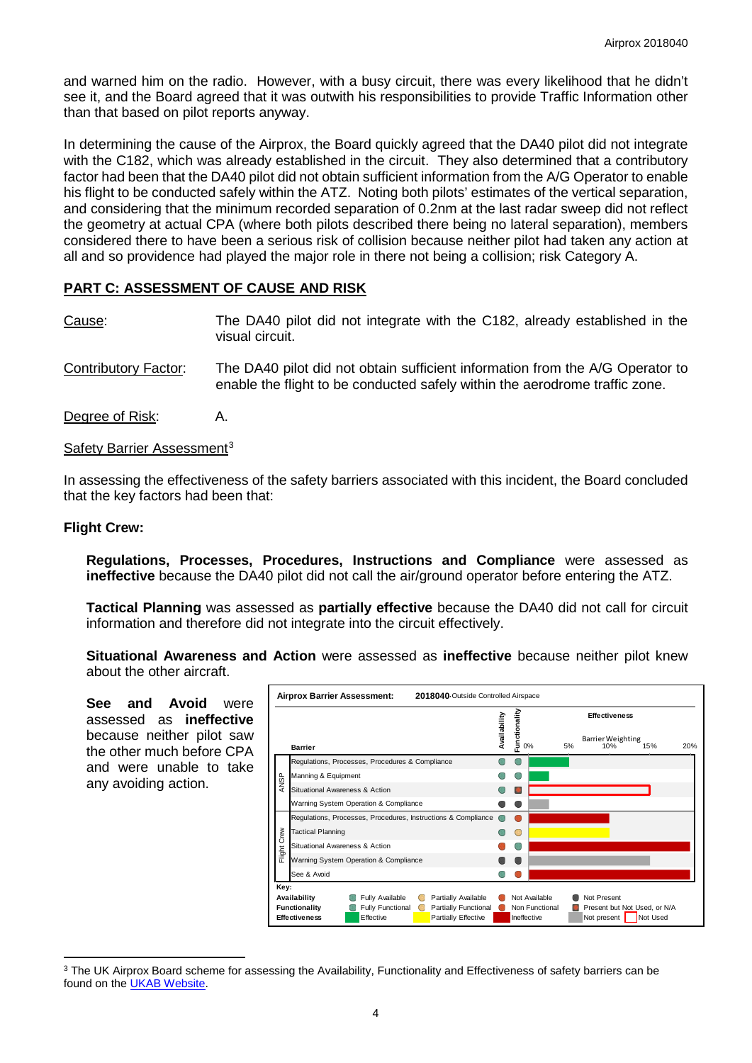and warned him on the radio. However, with a busy circuit, there was every likelihood that he didn't see it, and the Board agreed that it was outwith his responsibilities to provide Traffic Information other than that based on pilot reports anyway.

In determining the cause of the Airprox, the Board quickly agreed that the DA40 pilot did not integrate with the C182, which was already established in the circuit. They also determined that a contributory factor had been that the DA40 pilot did not obtain sufficient information from the A/G Operator to enable his flight to be conducted safely within the ATZ. Noting both pilots' estimates of the vertical separation, and considering that the minimum recorded separation of 0.2nm at the last radar sweep did not reflect the geometry at actual CPA (where both pilots described there being no lateral separation), members considered there to have been a serious risk of collision because neither pilot had taken any action at all and so providence had played the major role in there not being a collision; risk Category A.

## PART C: ASSESSMENT OF CAUSE AND RISK

Cause: The DA40 pilot did not integrate with the C182, already established in the visual circuit.

Contributory Factor: The DA40 pilot did not obtain sufficient information from the A/G Operator to enable the flight to be conducted safely within the aerodrome traffic zone.

Degree of Risk: A.

Safety Barrier Assessment[3]

In assessing the effectiveness of the safety barriers associated with this incident, the Board concluded that the key factors had been that:

**Flight Crew:**

**Regulations, Processes, Procedures, Instructions and Compliance** were assessed as **ineffective** because the DA40 pilot did not call the air/ground operator before entering the ATZ.

**Tactical Planning** was assessed as **partially effective** because the DA40 did not call for circuit information and therefore did not integrate into the circuit effectively.

**Situational Awareness and Action** were assessed as **ineffective** because neither pilot knew about the other aircraft.

**See and Avoid** were assessed as **ineffective** because neither pilot saw the other much before CPA and were unable to take any avoiding action.

Airprox Barrier Assessment: 2018040 Outside Controlled Airspace

Barrier
Availability
Functionality
Effectiveness
Barrier Weighting
0% 5% 10% 15% 20%

ANSP
Regulations, Processes, Procedures & Compliance
Manning & Equipment
Situational Awareness & Action
Warning System Operation & Compliance

Flight Crew
Regulations, Processes, Procedures, Instructions & Compliance
Tactical Planning
Situational Awareness & Action
Warning System Operation & Compliance
See & Avoid

Key:
Availability: Fully Available, Partially Available, Not Available, Not Present
Functionality: Fully Functional, Partially Functional, Non Functional, Present but Not Used, or N/A
Effectiveness: Effective, Partially Effective, Ineffective, Not present, Not Used

---

[3] The UK Airprox Board scheme for assessing the Availability, Functionality and Effectiveness of safety barriers can be found on the UKAB Website.